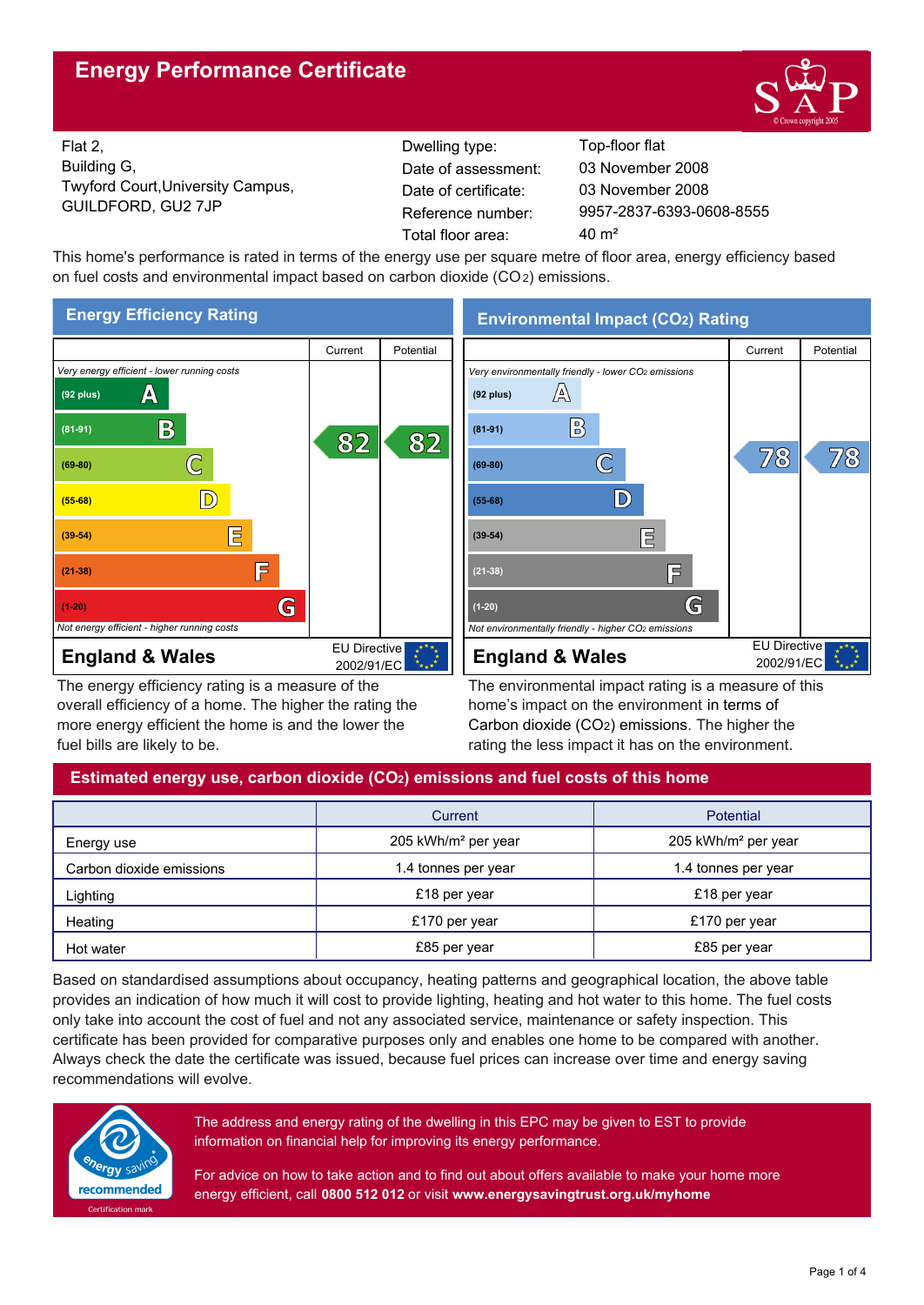# Energy Performance Certificate

Flat 2,
Building G,
Twyford Court,University Campus,
GUILDFORD, GU2 7JP

| | |
|---|---|
| Dwelling type: | Top-floor flat |
| Date of assessment: | 03 November 2008 |
| Date of certificate: | 03 November 2008 |
| Reference number: | 9957-2837-6393-0608-8555 |
| Total floor area: | 40 m² |

This home's performance is rated in terms of the energy use per square metre of floor area, energy efficiency based on fuel costs and environmental impact based on carbon dioxide ($CO_2$) emissions.

## Energy Efficiency Rating

| | Current | Potential |
|---|---|---|
| *Very energy efficient - lower running costs* | | |
| (92 plus) A | | |
| (81-91) B | 82 | 82 |
| (69-80) C | | |
| (55-68) D | | |
| (39-54) E | | |
| (21-38) F | | |
| (1-20) G | | |
| *Not energy efficient - higher running costs* | | |
| **England & Wales** | EU Directive 2002/91/EC | |

The energy efficiency rating is a measure of the overall efficiency of a home. The higher the rating the more energy efficient the home is and the lower the fuel bills are likely to be.

## Environmental Impact ($CO_2$) Rating

| | Current | Potential |
|---|---|---|
| *Very environmentally friendly - lower $CO_2$ emissions* | | |
| (92 plus) A | | |
| (81-91) B | | |
| (69-80) C | 78 | 78 |
| (55-68) D | | |
| (39-54) E | | |
| (21-38) F | | |
| (1-20) G | | |
| *Not environmentally friendly - higher $CO_2$ emissions* | | |
| **England & Wales** | EU Directive 2002/91/EC | |

The environmental impact rating is a measure of this home's impact on the environment in terms of Carbon dioxide ($CO_2$) emissions. The higher the rating the less impact it has on the environment.

## Estimated energy use, carbon dioxide ($CO_2$) emissions and fuel costs of this home

| | Current | Potential |
|---|---|---|
| Energy use | 205 kWh/m² per year | 205 kWh/m² per year |
| Carbon dioxide emissions | 1.4 tonnes per year | 1.4 tonnes per year |
| Lighting | £18 per year | £18 per year |
| Heating | £170 per year | £170 per year |
| Hot water | £85 per year | £85 per year |

Based on standardised assumptions about occupancy, heating patterns and geographical location, the above table provides an indication of how much it will cost to provide lighting, heating and hot water to this home. The fuel costs only take into account the cost of fuel and not any associated service, maintenance or safety inspection. This certificate has been provided for comparative purposes only and enables one home to be compared with another. Always check the date the certificate was issued, because fuel prices can increase over time and energy saving recommendations will evolve.

energy saving recommended
Certification mark

The address and energy rating of the dwelling in this EPC may be given to EST to provide information on financial help for improving its energy performance.

For advice on how to take action and to find out about offers available to make your home more energy efficient, call **0800 512 012** or visit **www.energysavingtrust.org.uk/myhome**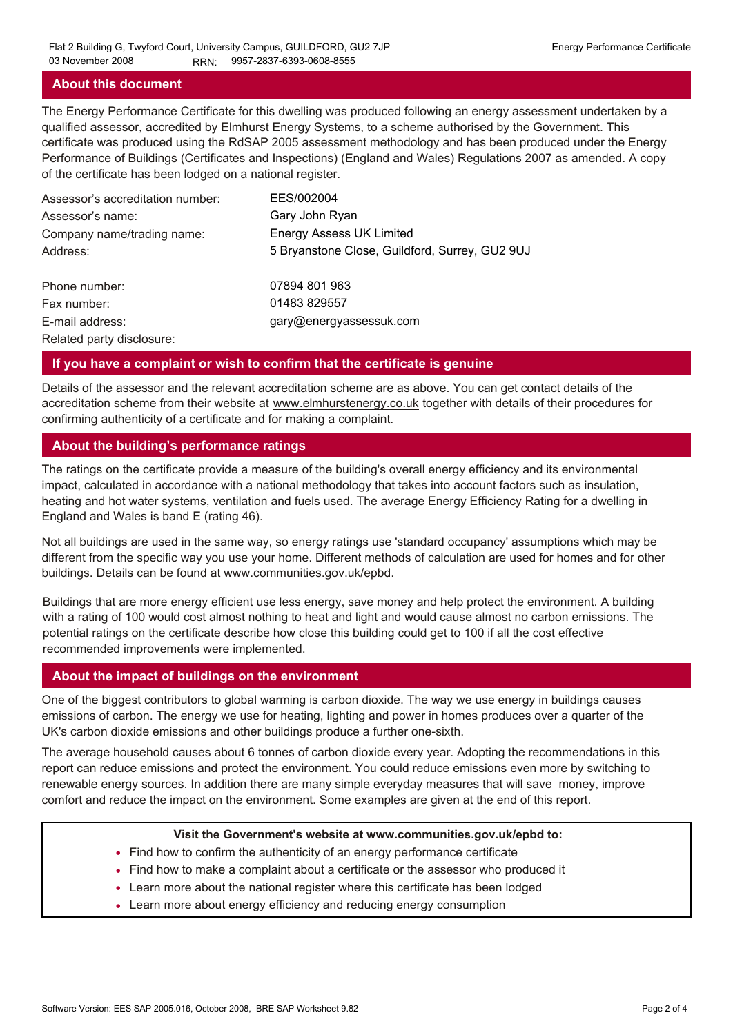## About this document

The Energy Performance Certificate for this dwelling was produced following an energy assessment undertaken by a qualified assessor, accredited by Elmhurst Energy Systems, to a scheme authorised by the Government. This certificate was produced using the RdSAP 2005 assessment methodology and has been produced under the Energy Performance of Buildings (Certificates and Inspections) (England and Wales) Regulations 2007 as amended. A copy of the certificate has been lodged on a national register.

| | |
|---|---|
| Assessor's accreditation number: | EES/002004 |
| Assessor's name: | Gary John Ryan |
| Company name/trading name: | Energy Assess UK Limited |
| Address: | 5 Bryanstone Close, Guildford, Surrey, GU2 9UJ |
| Phone number: | 07894 801 963 |
| Fax number: | 01483 829557 |
| E-mail address: | gary@energyassessuk.com |
| Related party disclosure: | |

## If you have a complaint or wish to confirm that the certificate is genuine

Details of the assessor and the relevant accreditation scheme are as above. You can get contact details of the accreditation scheme from their website at www.elmhurstenergy.co.uk together with details of their procedures for confirming authenticity of a certificate and for making a complaint.

## About the building's performance ratings

The ratings on the certificate provide a measure of the building's overall energy efficiency and its environmental impact, calculated in accordance with a national methodology that takes into account factors such as insulation, heating and hot water systems, ventilation and fuels used. The average Energy Efficiency Rating for a dwelling in England and Wales is band E (rating 46).

Not all buildings are used in the same way, so energy ratings use 'standard occupancy' assumptions which may be different from the specific way you use your home. Different methods of calculation are used for homes and for other buildings. Details can be found at www.communities.gov.uk/epbd.

Buildings that are more energy efficient use less energy, save money and help protect the environment. A building with a rating of 100 would cost almost nothing to heat and light and would cause almost no carbon emissions. The potential ratings on the certificate describe how close this building could get to 100 if all the cost effective recommended improvements were implemented.

## About the impact of buildings on the environment

One of the biggest contributors to global warming is carbon dioxide. The way we use energy in buildings causes emissions of carbon. The energy we use for heating, lighting and power in homes produces over a quarter of the UK's carbon dioxide emissions and other buildings produce a further one-sixth.

The average household causes about 6 tonnes of carbon dioxide every year. Adopting the recommendations in this report can reduce emissions and protect the environment. You could reduce emissions even more by switching to renewable energy sources. In addition there are many simple everyday measures that will save money, improve comfort and reduce the impact on the environment. Some examples are given at the end of this report.

**Visit the Government's website at www.communities.gov.uk/epbd to:**

- Find how to confirm the authenticity of an energy performance certificate
- Find how to make a complaint about a certificate or the assessor who produced it
- Learn more about the national register where this certificate has been lodged
- Learn more about energy efficiency and reducing energy consumption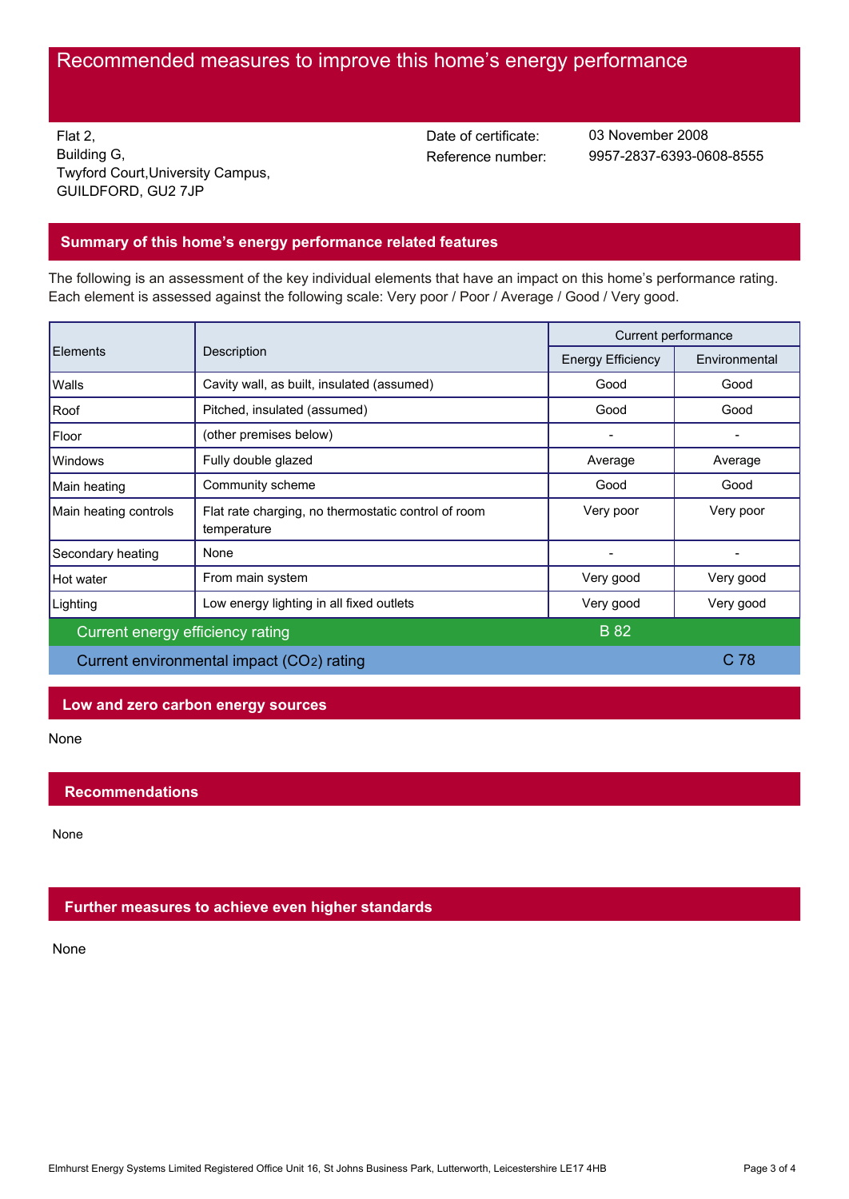# Recommended measures to improve this home's energy performance

Flat 2,
Building G,
Twyford Court,University Campus,
GUILDFORD, GU2 7JP

Date of certificate: 03 November 2008
Reference number: 9957-2837-6393-0608-8555

## Summary of this home's energy performance related features

The following is an assessment of the key individual elements that have an impact on this home's performance rating. Each element is assessed against the following scale: Very poor / Poor / Average / Good / Very good.

| Elements | Description | Current performance | |
|---|---|---|---|
| | | Energy Efficiency | Environmental |
| Walls | Cavity wall, as built, insulated (assumed) | Good | Good |
| Roof | Pitched, insulated (assumed) | Good | Good |
| Floor | (other premises below) | - | - |
| Windows | Fully double glazed | Average | Average |
| Main heating | Community scheme | Good | Good |
| Main heating controls | Flat rate charging, no thermostatic control of room temperature | Very poor | Very poor |
| Secondary heating | None | - | - |
| Hot water | From main system | Very good | Very good |
| Lighting | Low energy lighting in all fixed outlets | Very good | Very good |
| Current energy efficiency rating | | B 82 | |
| Current environmental impact ($CO_2$) rating | | | C 78 |

## Low and zero carbon energy sources

None

## Recommendations

None

## Further measures to achieve even higher standards

None

Elmhurst Energy Systems Limited Registered Office Unit 16, St Johns Business Park, Lutterworth, Leicestershire LE17 4HB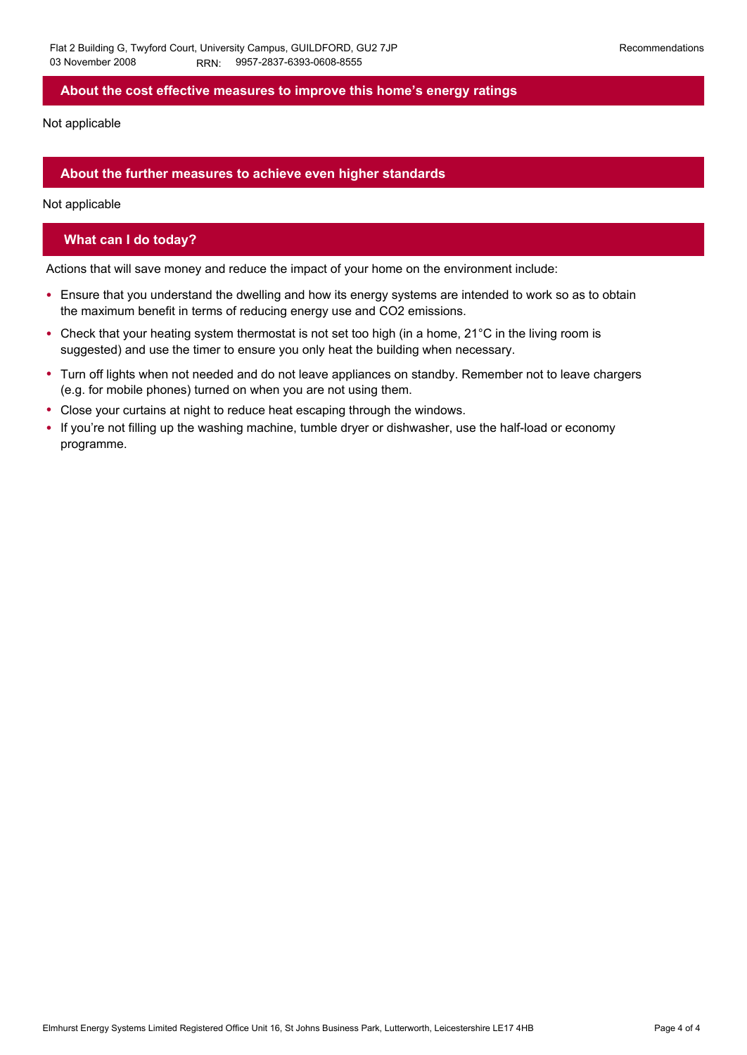## About the cost effective measures to improve this home's energy ratings

Not applicable

## About the further measures to achieve even higher standards

Not applicable

## What can I do today?

Actions that will save money and reduce the impact of your home on the environment include:

- Ensure that you understand the dwelling and how its energy systems are intended to work so as to obtain the maximum benefit in terms of reducing energy use and $CO_2$ emissions.
- Check that your heating system thermostat is not set too high (in a home, 21°C in the living room is suggested) and use the timer to ensure you only heat the building when necessary.
- Turn off lights when not needed and do not leave appliances on standby. Remember not to leave chargers (e.g. for mobile phones) turned on when you are not using them.
- Close your curtains at night to reduce heat escaping through the windows.
- If you're not filling up the washing machine, tumble dryer or dishwasher, use the half-load or economy programme.